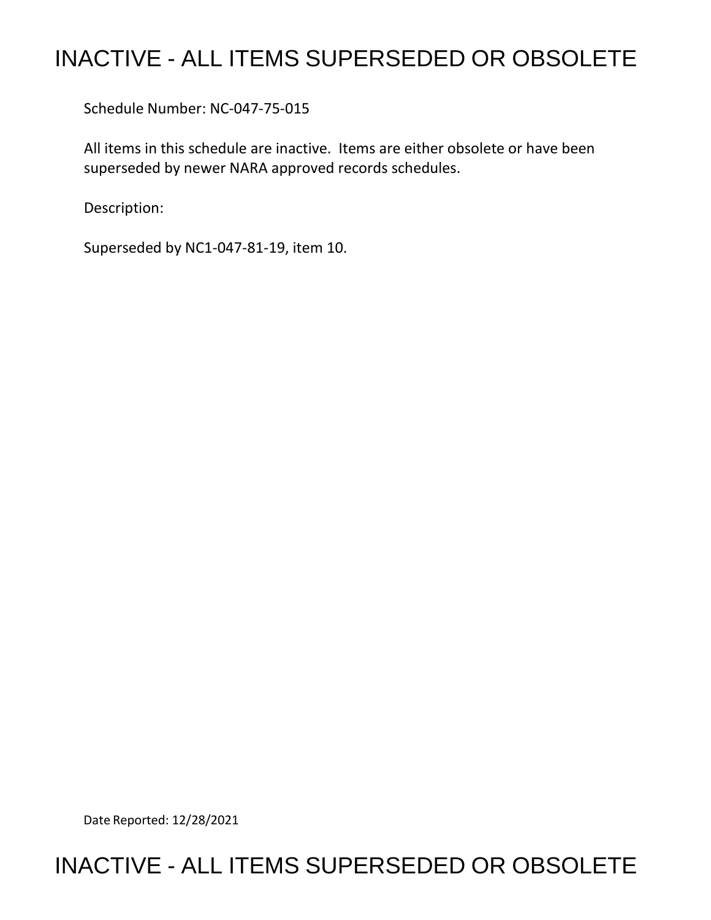# INACTIVE - ALL ITEMS SUPERSEDED OR OBSOLETE

Schedule Number: NC-047-75-015

All items in this schedule are inactive. Items are either obsolete or have been superseded by newer NARA approved records schedules.

Description:

Superseded by NC1-047-81-19, item 10.

Date Reported: 12/28/2021

# INACTIVE - ALL ITEMS SUPERSEDED OR OBSOLETE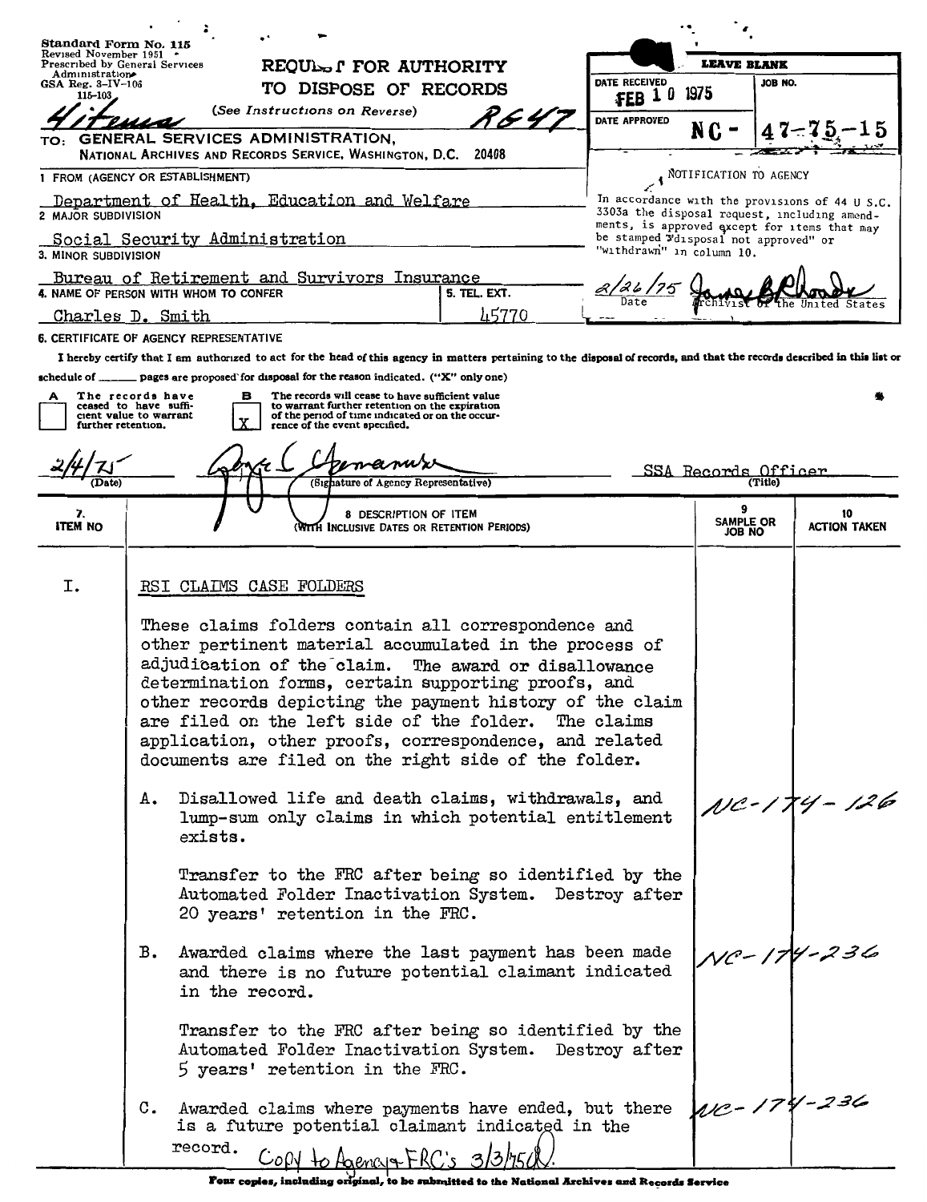Standard Form No. 115
Revised November 1951
Prescribed by General Services Administration
GSA Reg. 3-IV-106
115-103

# REQUEST FOR AUTHORITY TO DISPOSE OF RECORDS

(See Instructions on Reverse)

4 items R647

TO: GENERAL SERVICES ADMINISTRATION, NATIONAL ARCHIVES AND RECORDS SERVICE, WASHINGTON, D.C. 20408

| LEAVE BLANK | |
|---|---|
| DATE RECEIVED FEB 10 1975 | JOB NO. |
| DATE APPROVED | NC - 47-75-15 |

NOTIFICATION TO AGENCY

In accordance with the provisions of 44 U S.C. 3303a the disposal request, including amendments, is approved except for items that may be stamped "disposal not approved" or "withdrawn" in column 10.

2/26/75 Date — [signature] Archivist of the United States

1 FROM (AGENCY OR ESTABLISHMENT)
Department of Health, Education and Welfare

2 MAJOR SUBDIVISION
Social Security Administration

3. MINOR SUBDIVISION
Bureau of Retirement and Survivors Insurance

4. NAME OF PERSON WITH WHOM TO CONFER
Charles D. Smith

5. TEL. EXT.
45770

6. CERTIFICATE OF AGENCY REPRESENTATIVE

I hereby certify that I am authorized to act for the head of this agency in matters pertaining to the disposal of records, and that the records described in this list or schedule of _____ pages are proposed for disposal for the reason indicated. ("X" only one)

A [ ] The records have ceased to have sufficient value to warrant further retention.

B [X] The records will cease to have sufficient value to warrant further retention on the expiration of the period of time indicated or on the occurrence of the event specified.

2/4/75 (Date) — [signature] (Signature of Agency Representative) — SSA Records Officer (Title)

| 7. ITEM NO | 8 DESCRIPTION OF ITEM (WITH INCLUSIVE DATES OR RETENTION PERIODS) | 9 SAMPLE OR JOB NO | 10 ACTION TAKEN |
|---|---|---|---|
| I. | RSI CLAIMS CASE FOLDERS<br><br>These claims folders contain all correspondence and other pertinent material accumulated in the process of adjudication of the claim. The award or disallowance determination forms, certain supporting proofs, and other records depicting the payment history of the claim are filed on the left side of the folder. The claims application, other proofs, correspondence, and related documents are filed on the right side of the folder. | | |
| | A. Disallowed life and death claims, withdrawals, and lump-sum only claims in which potential entitlement exists.<br><br>Transfer to the FRC after being so identified by the Automated Folder Inactivation System. Destroy after 20 years' retention in the FRC. | NC-174-126 | |
| | B. Awarded claims where the last payment has been made and there is no future potential claimant indicated in the record.<br><br>Transfer to the FRC after being so identified by the Automated Folder Inactivation System. Destroy after 5 years' retention in the FRC. | NC-174-236 | |
| | C. Awarded claims where payments have ended, but there is a future potential claimant indicated in the record. | NC-174-236 | |

Copy to Agency+FRC's 3/3/75

Four copies, including original, to be submitted to the National Archives and Records Service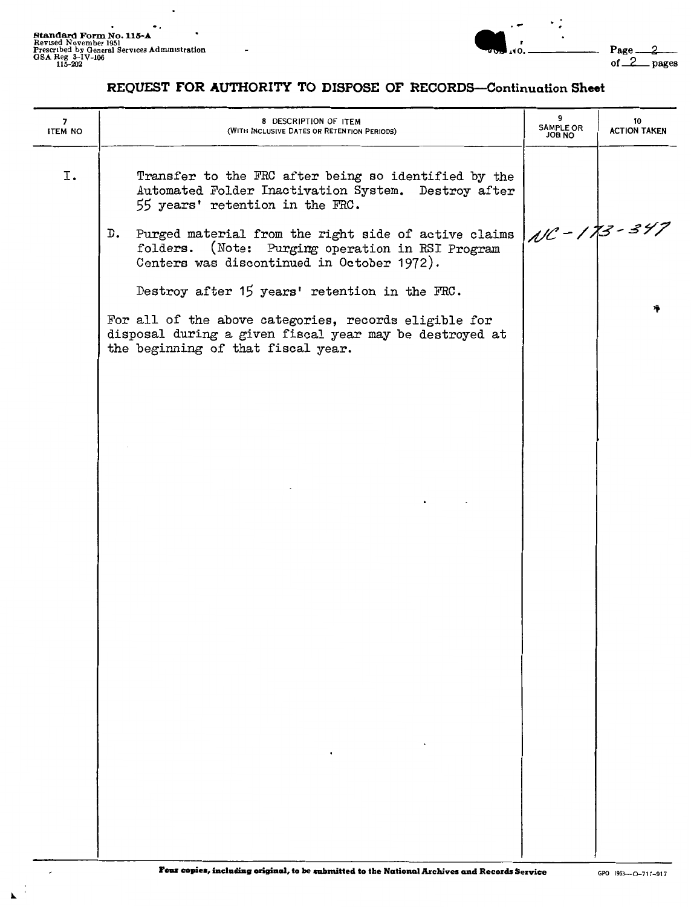Standard Form No. 115-A
Revised November 1951
Prescribed by General Services Administration
GSA Reg 3-IV-106
115-202

# REQUEST FOR AUTHORITY TO DISPOSE OF RECORDS—Continuation Sheet

| 7 ITEM NO | 8 DESCRIPTION OF ITEM (WITH INCLUSIVE DATES OR RETENTION PERIODS) | 9 SAMPLE OR JOB NO | 10 ACTION TAKEN |
|---|---|---|---|
| I. | Transfer to the FRC after being so identified by the Automated Folder Inactivation System. Destroy after 55 years' retention in the FRC. | | |
| | D. Purged material from the right side of active claims folders. (Note: Purging operation in RSI Program Centers was discontinued in October 1972). | NC-173-347 | |
| | Destroy after 15 years' retention in the FRC. | | |
| | For all of the above categories, records eligible for disposal during a given fiscal year may be destroyed at the beginning of that fiscal year. | | |

**Four copies, including original, to be submitted to the National Archives and Records Service**

GPO 1963—O-717-917